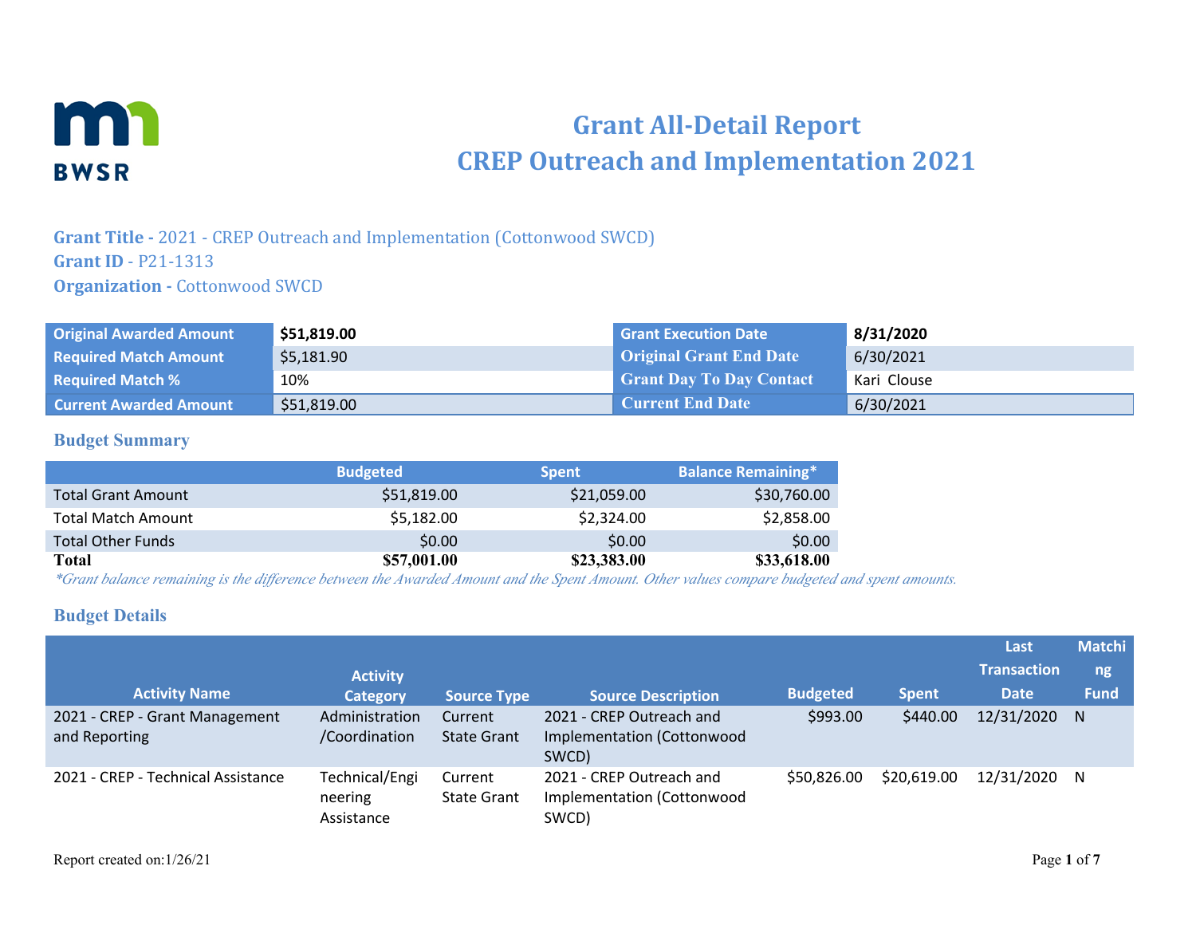# Grant All-Detail Report
# CREP Outreach and Implementation 2021

**Grant Title -** 2021 - CREP Outreach and Implementation (Cottonwood SWCD)
**Grant ID** - P21-1313
**Organization -** Cottonwood SWCD

| | | | |
|---|---|---|---|
| **Original Awarded Amount** | **$51,819.00** | **Grant Execution Date** | **8/31/2020** |
| **Required Match Amount** | $5,181.90 | **Original Grant End Date** | 6/30/2021 |
| **Required Match %** | 10% | **Grant Day To Day Contact** | Kari Clouse |
| **Current Awarded Amount** | $51,819.00 | **Current End Date** | 6/30/2021 |

## Budget Summary

| | Budgeted | Spent | Balance Remaining* |
|---|---|---|---|
| Total Grant Amount | $51,819.00 | $21,059.00 | $30,760.00 |
| Total Match Amount | $5,182.00 | $2,324.00 | $2,858.00 |
| Total Other Funds | $0.00 | $0.00 | $0.00 |
| **Total** | **$57,001.00** | **$23,383.00** | **$33,618.00** |

*\*Grant balance remaining is the difference between the Awarded Amount and the Spent Amount. Other values compare budgeted and spent amounts.*

## Budget Details

| Activity Name | Activity Category | Source Type | Source Description | Budgeted | Spent | Last Transaction Date | Matching Fund |
|---|---|---|---|---|---|---|---|
| 2021 - CREP - Grant Management and Reporting | Administration/Coordination | Current State Grant | 2021 - CREP Outreach and Implementation (Cottonwood SWCD) | $993.00 | $440.00 | 12/31/2020 | N |
| 2021 - CREP - Technical Assistance | Technical/Engineering Assistance | Current State Grant | 2021 - CREP Outreach and Implementation (Cottonwood SWCD) | $50,826.00 | $20,619.00 | 12/31/2020 | N |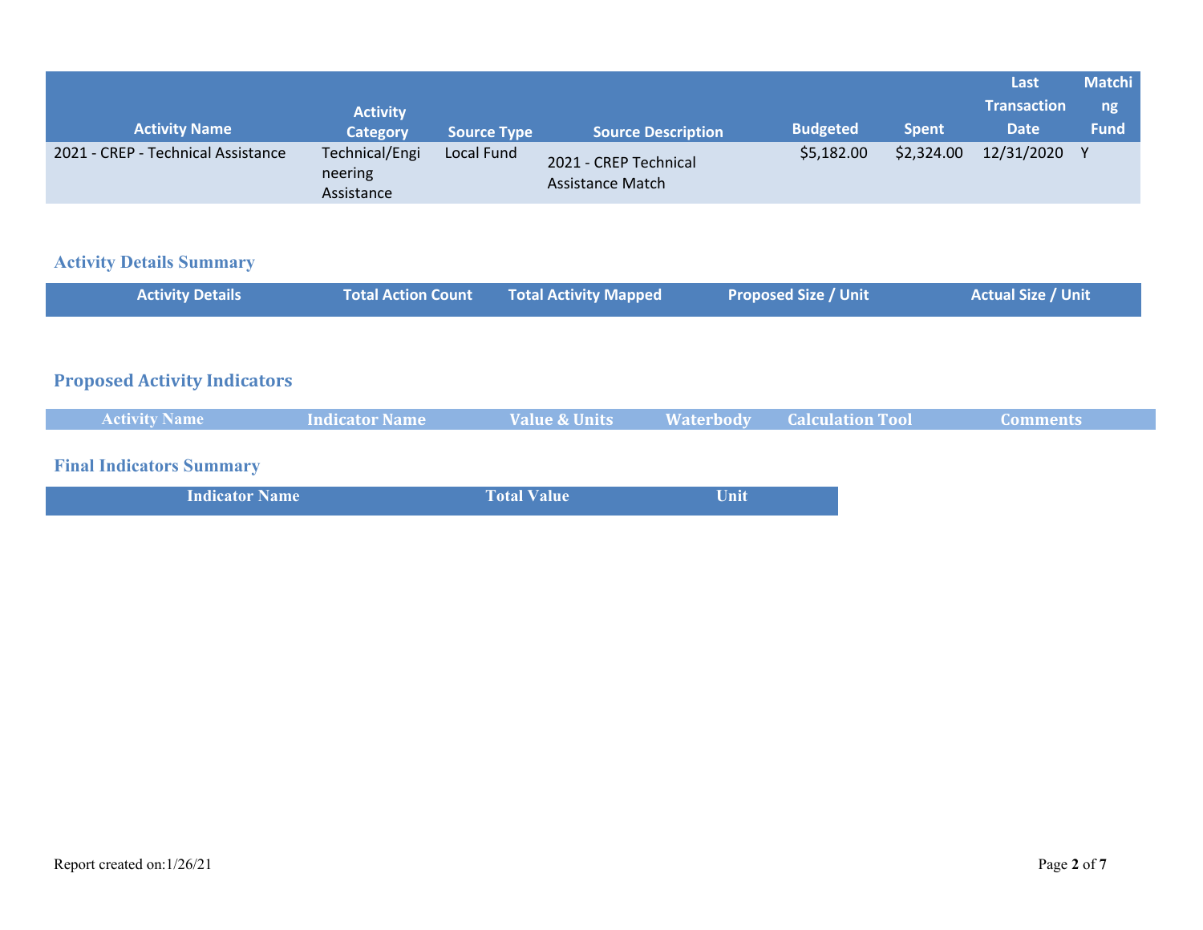| Activity Name | Activity Category | Source Type | Source Description | Budgeted | Spent | Last Transaction Date | Matching Fund |
|---|---|---|---|---|---|---|---|
| 2021 - CREP - Technical Assistance | Technical/Engineering Assistance | Local Fund | 2021 - CREP Technical Assistance Match | $5,182.00 | $2,324.00 | 12/31/2020 | Y |

## Activity Details Summary

| Activity Details | Total Action Count | Total Activity Mapped | Proposed Size / Unit | Actual Size / Unit |
|---|---|---|---|---|

## Proposed Activity Indicators

| Activity Name | Indicator Name | Value & Units | Waterbody | Calculation Tool | Comments |
|---|---|---|---|---|---|

## Final Indicators Summary

| Indicator Name | Total Value | Unit |
|---|---|---|

Report created on:1/26/21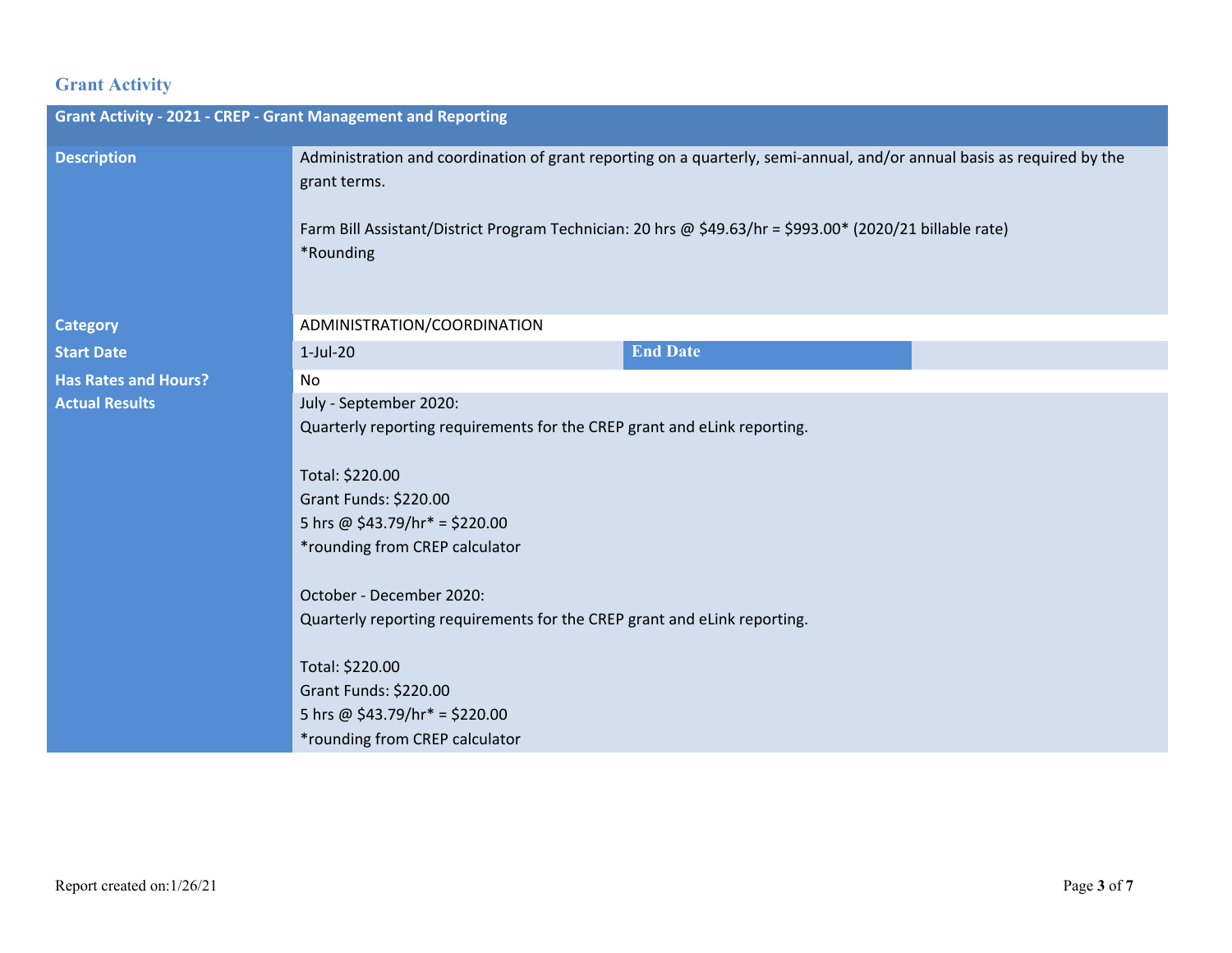## Grant Activity

| Grant Activity - 2021 - CREP - Grant Management and Reporting | | | |
|---|---|---|---|
| **Description** | Administration and coordination of grant reporting on a quarterly, semi-annual, and/or annual basis as required by the grant terms.<br><br>Farm Bill Assistant/District Program Technician: 20 hrs @ $49.63/hr = $993.00* (2020/21 billable rate)<br>*Rounding | | |
| **Category** | ADMINISTRATION/COORDINATION | | |
| **Start Date** | 1-Jul-20 | **End Date** | |
| **Has Rates and Hours?** | No | | |
| **Actual Results** | July - September 2020:<br>Quarterly reporting requirements for the CREP grant and eLink reporting.<br><br>Total: $220.00<br>Grant Funds: $220.00<br>5 hrs @ $43.79/hr* = $220.00<br>*rounding from CREP calculator<br><br>October - December 2020:<br>Quarterly reporting requirements for the CREP grant and eLink reporting.<br><br>Total: $220.00<br>Grant Funds: $220.00<br>5 hrs @ $43.79/hr* = $220.00<br>*rounding from CREP calculator | | |

Report created on:1/26/21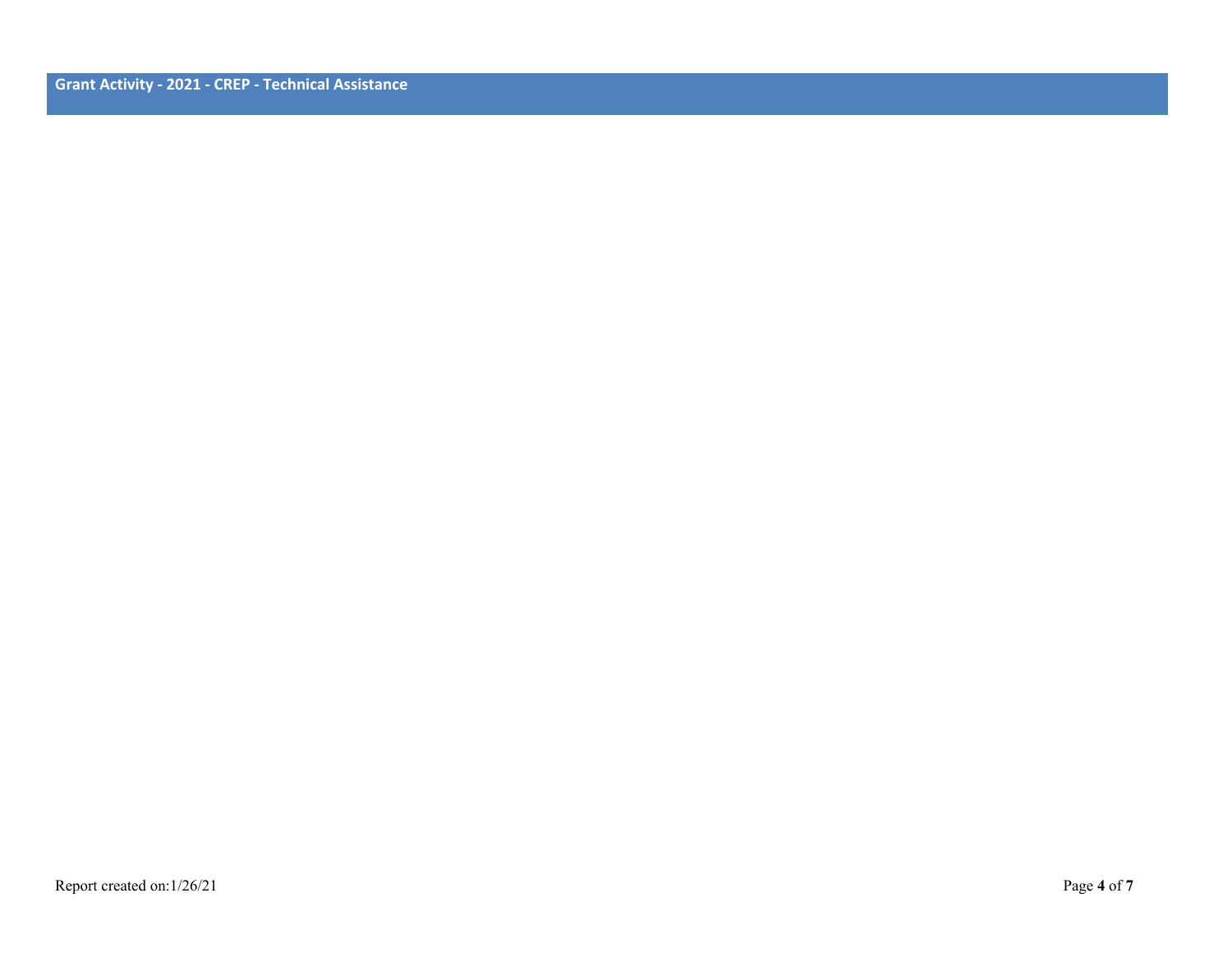## Grant Activity - 2021 - CREP - Technical Assistance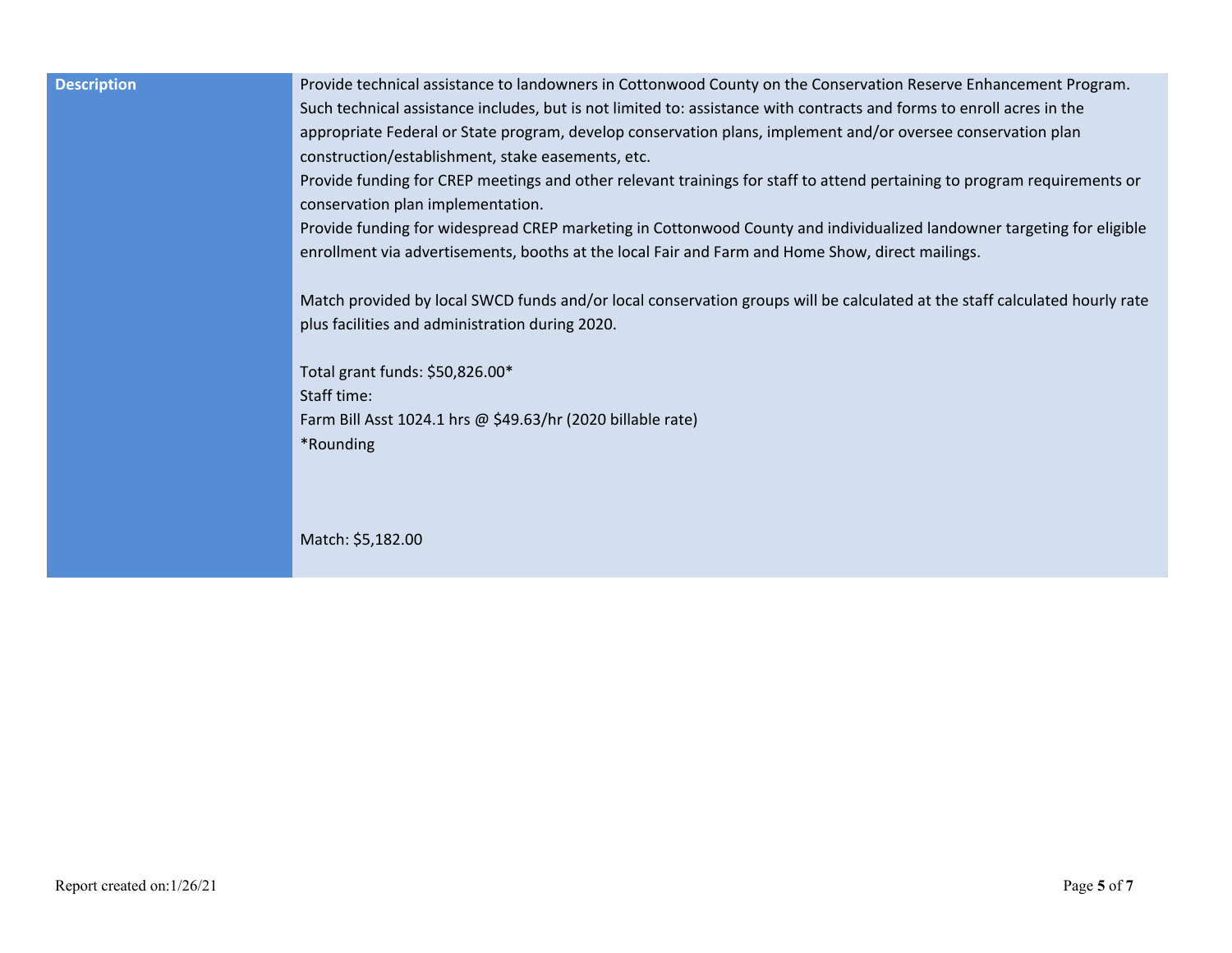| Description | Provide technical assistance to landowners in Cottonwood County on the Conservation Reserve Enhancement Program. Such technical assistance includes, but is not limited to: assistance with contracts and forms to enroll acres in the appropriate Federal or State program, develop conservation plans, implement and/or oversee conservation plan construction/establishment, stake easements, etc.<br>Provide funding for CREP meetings and other relevant trainings for staff to attend pertaining to program requirements or conservation plan implementation.<br>Provide funding for widespread CREP marketing in Cottonwood County and individualized landowner targeting for eligible enrollment via advertisements, booths at the local Fair and Farm and Home Show, direct mailings.<br><br>Match provided by local SWCD funds and/or local conservation groups will be calculated at the staff calculated hourly rate plus facilities and administration during 2020.<br><br>Total grant funds: $50,826.00*<br>Staff time:<br>Farm Bill Asst 1024.1 hrs @ $49.63/hr (2020 billable rate)<br>*Rounding<br><br>Match: $5,182.00 |
|---|---|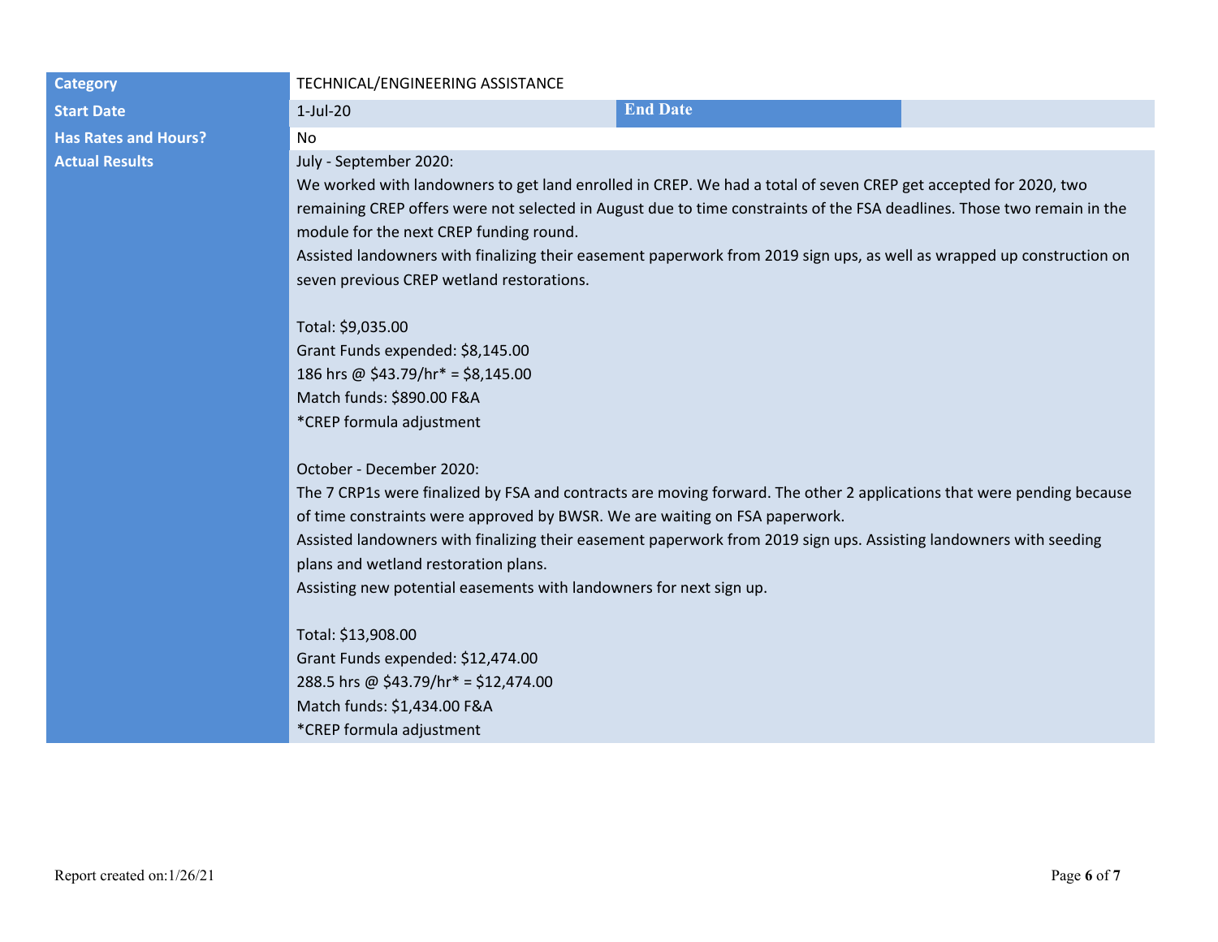| | | | |
|---|---|---|---|
| **Category** | TECHNICAL/ENGINEERING ASSISTANCE | | |
| **Start Date** | 1-Jul-20 | **End Date** | |
| **Has Rates and Hours?** | No | | |
| **Actual Results** | July - September 2020:<br>We worked with landowners to get land enrolled in CREP. We had a total of seven CREP get accepted for 2020, two remaining CREP offers were not selected in August due to time constraints of the FSA deadlines. Those two remain in the module for the next CREP funding round.<br>Assisted landowners with finalizing their easement paperwork from 2019 sign ups, as well as wrapped up construction on seven previous CREP wetland restorations.<br><br>Total: $9,035.00<br>Grant Funds expended: $8,145.00<br>186 hrs @ $43.79/hr* = $8,145.00<br>Match funds: $890.00 F&A<br>*CREP formula adjustment<br><br>October - December 2020:<br>The 7 CRP1s were finalized by FSA and contracts are moving forward. The other 2 applications that were pending because of time constraints were approved by BWSR. We are waiting on FSA paperwork.<br>Assisted landowners with finalizing their easement paperwork from 2019 sign ups. Assisting landowners with seeding plans and wetland restoration plans.<br>Assisting new potential easements with landowners for next sign up.<br><br>Total: $13,908.00<br>Grant Funds expended: $12,474.00<br>288.5 hrs @ $43.79/hr* = $12,474.00<br>Match funds: $1,434.00 F&A<br>*CREP formula adjustment | | |

Report created on:1/26/21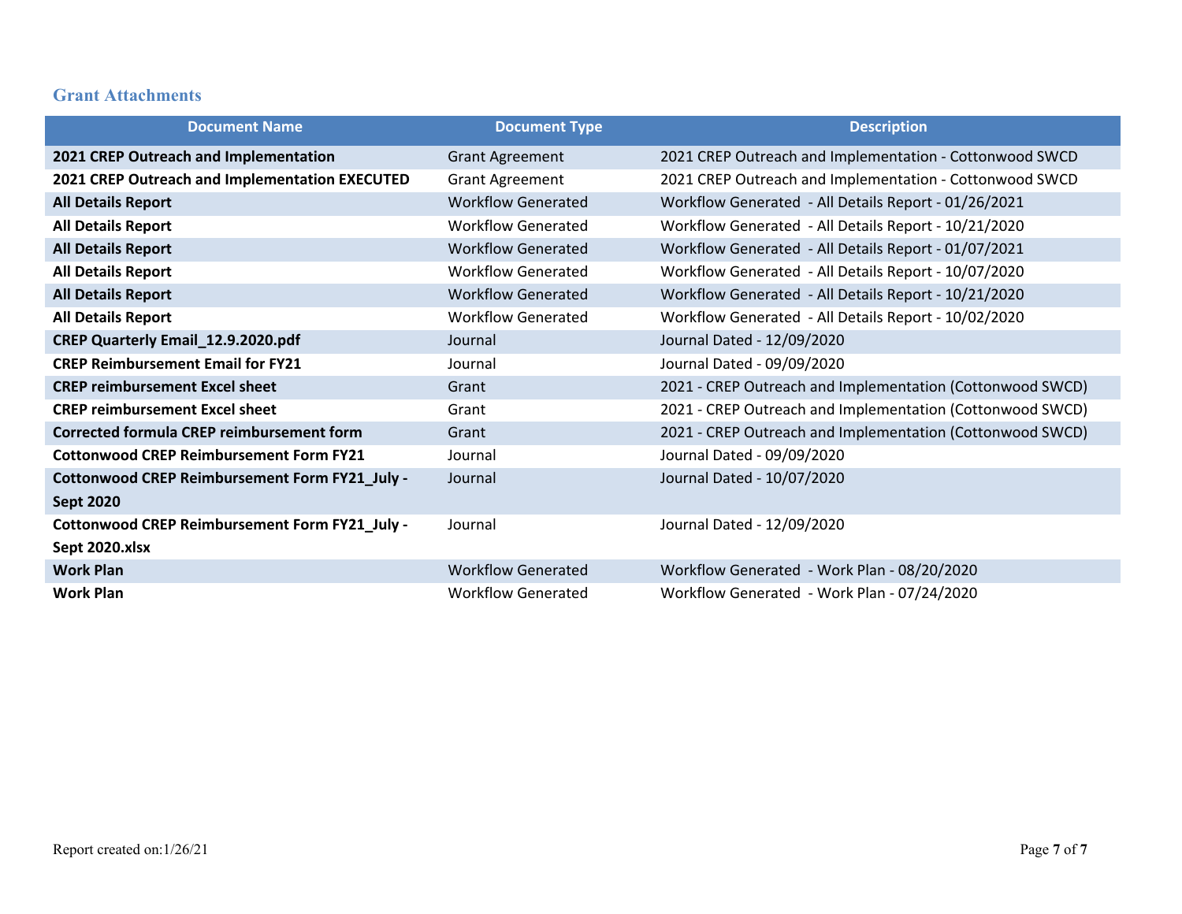## Grant Attachments

| Document Name | Document Type | Description |
| --- | --- | --- |
| **2021 CREP Outreach and Implementation** | Grant Agreement | 2021 CREP Outreach and Implementation - Cottonwood SWCD |
| **2021 CREP Outreach and Implementation EXECUTED** | Grant Agreement | 2021 CREP Outreach and Implementation - Cottonwood SWCD |
| **All Details Report** | Workflow Generated | Workflow Generated - All Details Report - 01/26/2021 |
| **All Details Report** | Workflow Generated | Workflow Generated - All Details Report - 10/21/2020 |
| **All Details Report** | Workflow Generated | Workflow Generated - All Details Report - 01/07/2021 |
| **All Details Report** | Workflow Generated | Workflow Generated - All Details Report - 10/07/2020 |
| **All Details Report** | Workflow Generated | Workflow Generated - All Details Report - 10/21/2020 |
| **All Details Report** | Workflow Generated | Workflow Generated - All Details Report - 10/02/2020 |
| **CREP Quarterly Email_12.9.2020.pdf** | Journal | Journal Dated - 12/09/2020 |
| **CREP Reimbursement Email for FY21** | Journal | Journal Dated - 09/09/2020 |
| **CREP reimbursement Excel sheet** | Grant | 2021 - CREP Outreach and Implementation (Cottonwood SWCD) |
| **CREP reimbursement Excel sheet** | Grant | 2021 - CREP Outreach and Implementation (Cottonwood SWCD) |
| **Corrected formula CREP reimbursement form** | Grant | 2021 - CREP Outreach and Implementation (Cottonwood SWCD) |
| **Cottonwood CREP Reimbursement Form FY21** | Journal | Journal Dated - 09/09/2020 |
| **Cottonwood CREP Reimbursement Form FY21_July - Sept 2020** | Journal | Journal Dated - 10/07/2020 |
| **Cottonwood CREP Reimbursement Form FY21_July - Sept 2020.xlsx** | Journal | Journal Dated - 12/09/2020 |
| **Work Plan** | Workflow Generated | Workflow Generated - Work Plan - 08/20/2020 |
| **Work Plan** | Workflow Generated | Workflow Generated - Work Plan - 07/24/2020 |

Report created on:1/26/21